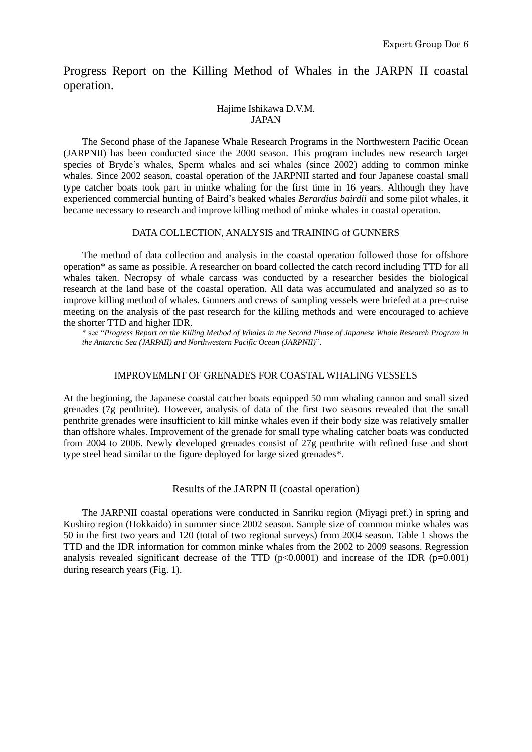Expert Group Doc 6

# Progress Report on the Killing Method of Whales in the JARPN II coastal operation.

Hajime Ishikawa D.V.M.
JAPAN

The Second phase of the Japanese Whale Research Programs in the Northwestern Pacific Ocean (JARPNII) has been conducted since the 2000 season. This program includes new research target species of Bryde's whales, Sperm whales and sei whales (since 2002) adding to common minke whales. Since 2002 season, coastal operation of the JARPNII started and four Japanese coastal small type catcher boats took part in minke whaling for the first time in 16 years. Although they have experienced commercial hunting of Baird's beaked whales *Berardius bairdii* and some pilot whales, it became necessary to research and improve killing method of minke whales in coastal operation.

## DATA COLLECTION, ANALYSIS and TRAINING of GUNNERS

The method of data collection and analysis in the coastal operation followed those for offshore operation* as same as possible. A researcher on board collected the catch record including TTD for all whales taken. Necropsy of whale carcass was conducted by a researcher besides the biological research at the land base of the coastal operation. All data was accumulated and analyzed so as to improve killing method of whales. Gunners and crews of sampling vessels were briefed at a pre-cruise meeting on the analysis of the past research for the killing methods and were encouraged to achieve the shorter TTD and higher IDR.

\* see "*Progress Report on the Killing Method of Whales in the Second Phase of Japanese Whale Research Program in the Antarctic Sea (JARPAII) and Northwestern Pacific Ocean (JARPNII)*".

## IMPROVEMENT OF GRENADES FOR COASTAL WHALING VESSELS

At the beginning, the Japanese coastal catcher boats equipped 50 mm whaling cannon and small sized grenades (7g penthrite). However, analysis of data of the first two seasons revealed that the small penthrite grenades were insufficient to kill minke whales even if their body size was relatively smaller than offshore whales. Improvement of the grenade for small type whaling catcher boats was conducted from 2004 to 2006. Newly developed grenades consist of 27g penthrite with refined fuse and short type steel head similar to the figure deployed for large sized grenades*.

## Results of the JARPN II (coastal operation)

The JARPNII coastal operations were conducted in Sanriku region (Miyagi pref.) in spring and Kushiro region (Hokkaido) in summer since 2002 season. Sample size of common minke whales was 50 in the first two years and 120 (total of two regional surveys) from 2004 season. Table 1 shows the TTD and the IDR information for common minke whales from the 2002 to 2009 seasons. Regression analysis revealed significant decrease of the TTD ($p<0.0001$) and increase of the IDR ($p=0.001$) during research years (Fig. 1).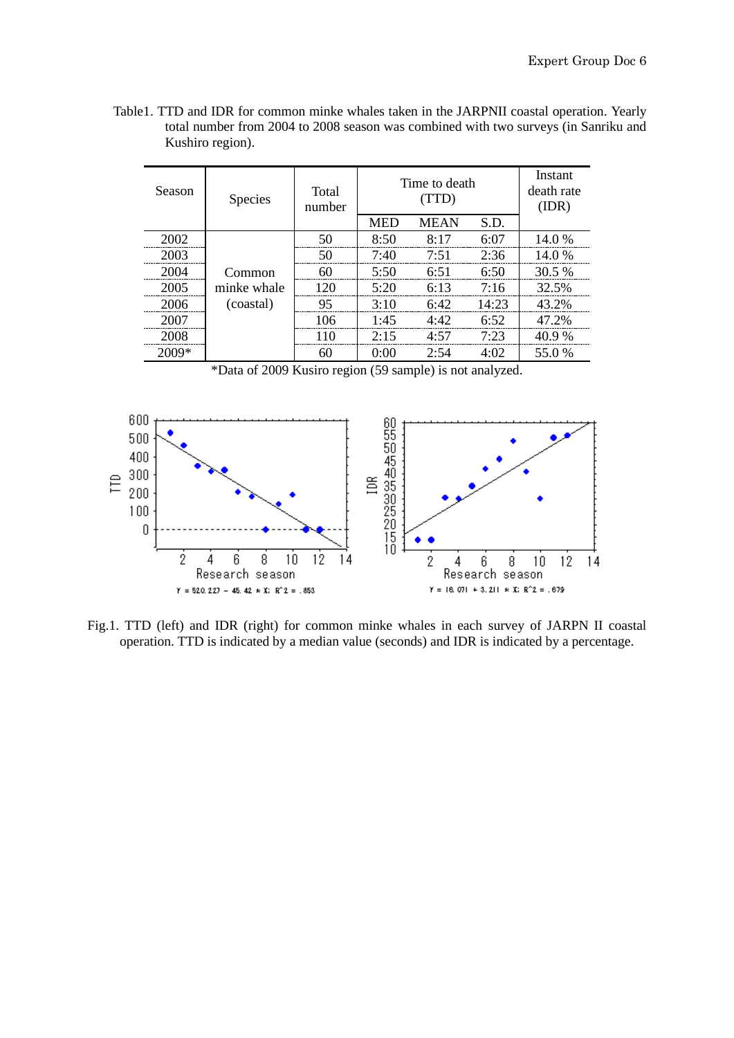Table1. TTD and IDR for common minke whales taken in the JARPNII coastal operation. Yearly total number from 2004 to 2008 season was combined with two surveys (in Sanriku and Kushiro region).

| Season | Species | Total number | Time to death (TTD) | | | Instant death rate (IDR) |
|---|---|---|---|---|---|---|
| | | | MED | MEAN | S.D. | |
| 2002 | Common minke whale (coastal) | 50 | 8:50 | 8:17 | 6:07 | 14.0 % |
| 2003 | | 50 | 7:40 | 7:51 | 2:36 | 14.0 % |
| 2004 | | 60 | 5:50 | 6:51 | 6:50 | 30.5 % |
| 2005 | | 120 | 5:20 | 6:13 | 7:16 | 32.5% |
| 2006 | | 95 | 3:10 | 6:42 | 14:23 | 43.2% |
| 2007 | | 106 | 1:45 | 4:42 | 6:52 | 47.2% |
| 2008 | | 110 | 2:15 | 4:57 | 7:23 | 40.9 % |
| 2009* | | 60 | 0:00 | 2:54 | 4:02 | 55.0 % |

*Data of 2009 Kusiro region (59 sample) is not analyzed.

TTD
600
500
400
300
200
100
0
2 4 6 8 10 12 14
Research season
Y = 520.227 - 45.42 * X; R^2 = .853

IDR
60
55
50
45
40
35
30
25
20
15
10
2 4 6 8 10 12 14
Research season
Y = 16.071 + 3.211 * X; R^2 = .679

Fig.1. TTD (left) and IDR (right) for common minke whales in each survey of JARPN II coastal operation. TTD is indicated by a median value (seconds) and IDR is indicated by a percentage.